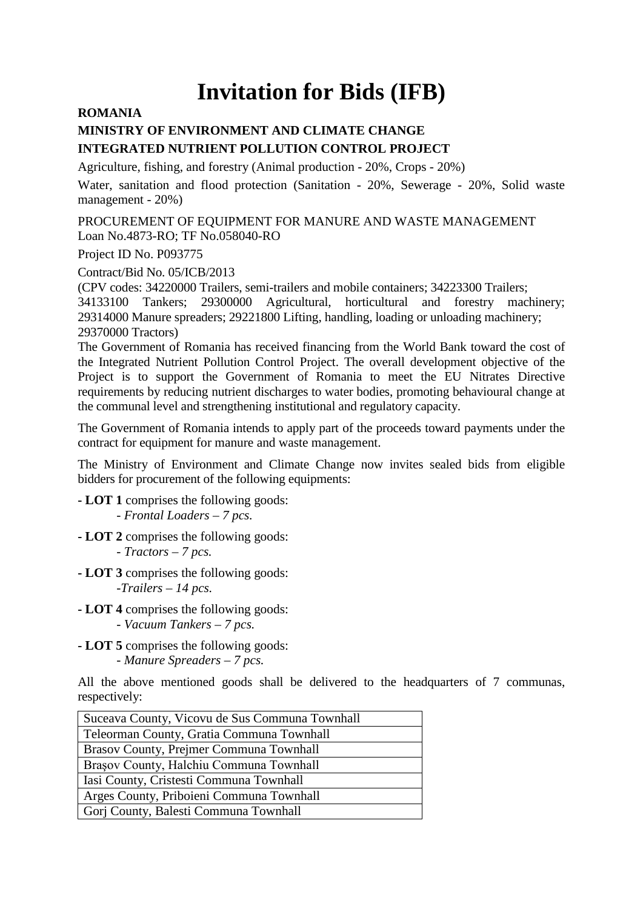# Invitation for Bids (IFB)

**ROMANIA**

**MINISTRY OF ENVIRONMENT AND CLIMATE CHANGE**

**INTEGRATED NUTRIENT POLLUTION CONTROL PROJECT**

Agriculture, fishing, and forestry (Animal production - 20%, Crops - 20%)

Water, sanitation and flood protection (Sanitation - 20%, Sewerage - 20%, Solid waste management - 20%)

PROCUREMENT OF EQUIPMENT FOR MANURE AND WASTE MANAGEMENT
Loan No.4873-RO; TF No.058040-RO

Project ID No. P093775

Contract/Bid No. 05/ICB/2013

(CPV codes: 34220000 Trailers, semi-trailers and mobile containers; 34223300 Trailers; 34133100 Tankers; 29300000 Agricultural, horticultural and forestry machinery; 29314000 Manure spreaders; 29221800 Lifting, handling, loading or unloading machinery; 29370000 Tractors)

The Government of Romania has received financing from the World Bank toward the cost of the Integrated Nutrient Pollution Control Project. The overall development objective of the Project is to support the Government of Romania to meet the EU Nitrates Directive requirements by reducing nutrient discharges to water bodies, promoting behavioural change at the communal level and strengthening institutional and regulatory capacity.

The Government of Romania intends to apply part of the proceeds toward payments under the contract for equipment for manure and waste management.

The Ministry of Environment and Climate Change now invites sealed bids from eligible bidders for procurement of the following equipments:

**- LOT 1** comprises the following goods:
  - *Frontal Loaders – 7 pcs.*

**- LOT 2** comprises the following goods:
  - *Tractors – 7 pcs.*

**- LOT 3** comprises the following goods:
  -*Trailers – 14 pcs.*

**- LOT 4** comprises the following goods:
  - *Vacuum Tankers – 7 pcs.*

**- LOT 5** comprises the following goods:
  - *Manure Spreaders – 7 pcs.*

All the above mentioned goods shall be delivered to the headquarters of 7 communas, respectively:

| Suceava County, Vicovu de Sus Communa Townhall |
|---|
| Teleorman County, Gratia Communa Townhall |
| Brasov County, Prejmer Communa Townhall |
| Brașov County, Halchiu Communa Townhall |
| Iasi County, Cristesti Communa Townhall |
| Arges County, Priboieni Communa Townhall |
| Gorj County, Balesti Communa Townhall |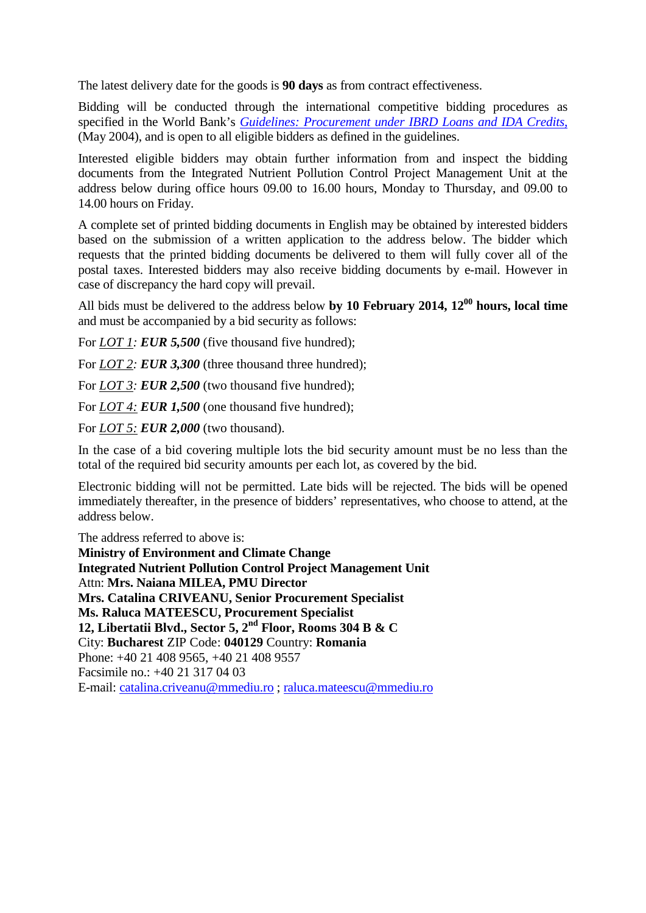The latest delivery date for the goods is **90 days** as from contract effectiveness.

Bidding will be conducted through the international competitive bidding procedures as specified in the World Bank's *Guidelines: Procurement under IBRD Loans and IDA Credits,* (May 2004), and is open to all eligible bidders as defined in the guidelines.

Interested eligible bidders may obtain further information from and inspect the bidding documents from the Integrated Nutrient Pollution Control Project Management Unit at the address below during office hours 09.00 to 16.00 hours, Monday to Thursday, and 09.00 to 14.00 hours on Friday.

A complete set of printed bidding documents in English may be obtained by interested bidders based on the submission of a written application to the address below. The bidder which requests that the printed bidding documents be delivered to them will fully cover all of the postal taxes. Interested bidders may also receive bidding documents by e-mail. However in case of discrepancy the hard copy will prevail.

All bids must be delivered to the address below **by 10 February 2014, 12[00] hours, local time** and must be accompanied by a bid security as follows:

For *LOT 1*: ***EUR 5,500*** (five thousand five hundred);

For *LOT 2*: ***EUR 3,300*** (three thousand three hundred);

For *LOT 3*: ***EUR 2,500*** (two thousand five hundred);

For *LOT 4:* ***EUR 1,500*** (one thousand five hundred);

For *LOT 5:* ***EUR 2,000*** (two thousand).

In the case of a bid covering multiple lots the bid security amount must be no less than the total of the required bid security amounts per each lot, as covered by the bid.

Electronic bidding will not be permitted. Late bids will be rejected. The bids will be opened immediately thereafter, in the presence of bidders' representatives, who choose to attend, at the address below.

The address referred to above is:
**Ministry of Environment and Climate Change**
**Integrated Nutrient Pollution Control Project Management Unit**
Attn: **Mrs. Naiana MILEA, PMU Director**
**Mrs. Catalina CRIVEANU, Senior Procurement Specialist**
**Ms. Raluca MATEESCU, Procurement Specialist**
**12, Libertatii Blvd., Sector 5, 2nd Floor, Rooms 304 B & C**
City: **Bucharest** ZIP Code: **040129** Country: **Romania**
Phone: +40 21 408 9565, +40 21 408 9557
Facsimile no.: +40 21 317 04 03
E-mail: catalina.criveanu@mmediu.ro ; raluca.mateescu@mmediu.ro